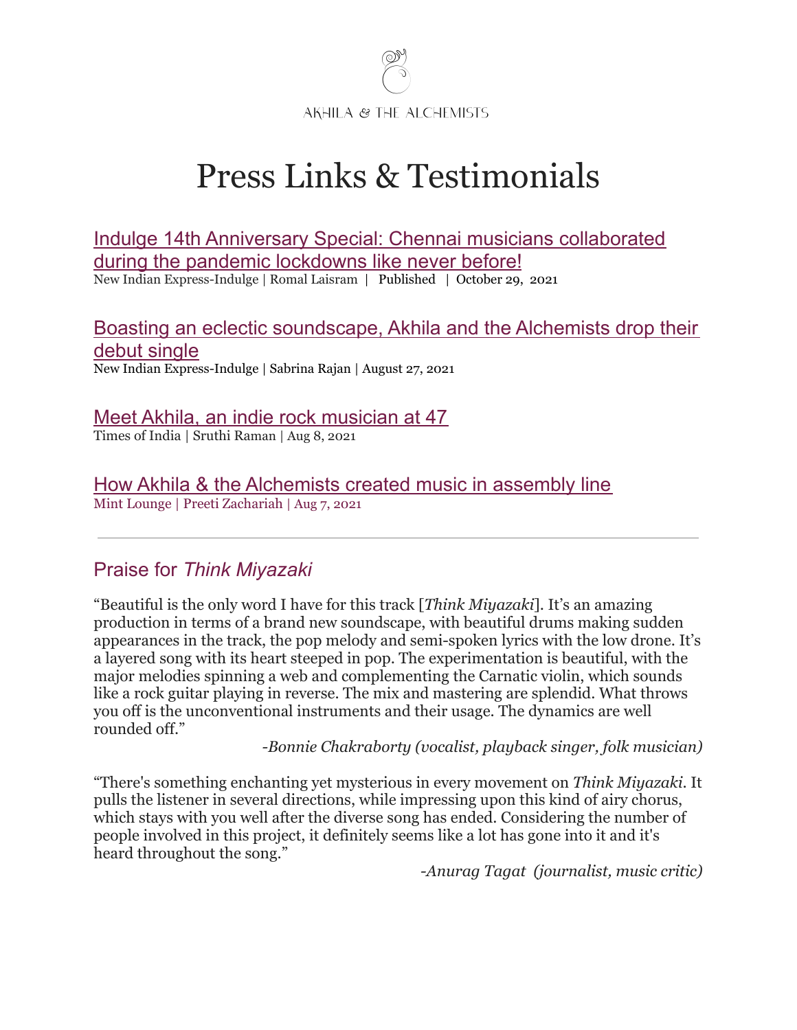AKHILA & THE ALCHEMISTS

# Press Links & Testimonials

Indulge 14th Anniversary Special: Chennai musicians collaborated during the pandemic lockdowns like never before!
New Indian Express-Indulge | Romal Laisram | Published | October 29, 2021

Boasting an eclectic soundscape, Akhila and the Alchemists drop their debut single
New Indian Express-Indulge | Sabrina Rajan | August 27, 2021

Meet Akhila, an indie rock musician at 47
Times of India | Sruthi Raman | Aug 8, 2021

How Akhila & the Alchemists created music in assembly line
Mint Lounge | Preeti Zachariah | Aug 7, 2021

---

## Praise for *Think Miyazaki*

"Beautiful is the only word I have for this track [*Think Miyazaki*]. It's an amazing production in terms of a brand new soundscape, with beautiful drums making sudden appearances in the track, the pop melody and semi-spoken lyrics with the low drone. It's a layered song with its heart steeped in pop. The experimentation is beautiful, with the major melodies spinning a web and complementing the Carnatic violin, which sounds like a rock guitar playing in reverse. The mix and mastering are splendid. What throws you off is the unconventional instruments and their usage. The dynamics are well rounded off."

*-Bonnie Chakraborty (vocalist, playback singer, folk musician)*

"There's something enchanting yet mysterious in every movement on *Think Miyazaki*. It pulls the listener in several directions, while impressing upon this kind of airy chorus, which stays with you well after the diverse song has ended. Considering the number of people involved in this project, it definitely seems like a lot has gone into it and it's heard throughout the song."

*-Anurag Tagat (journalist, music critic)*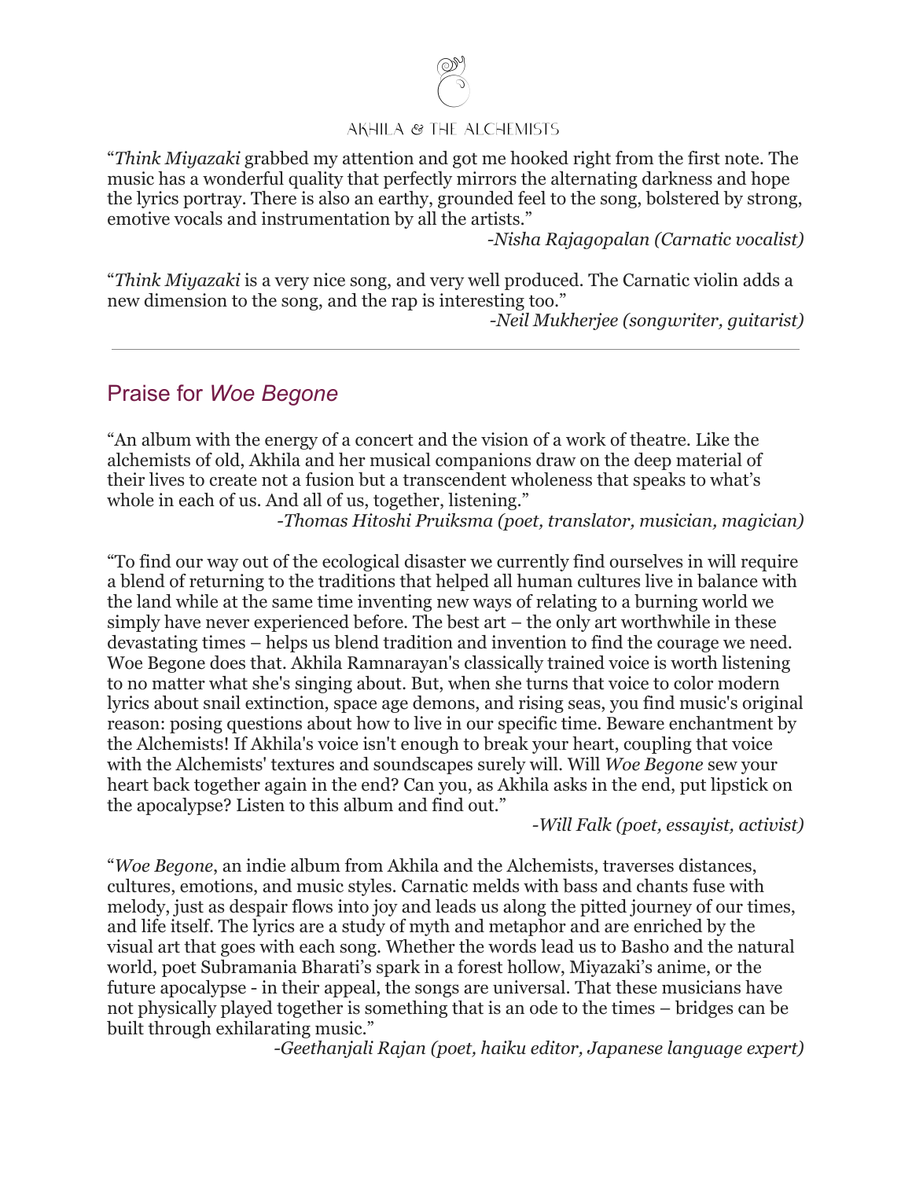AKHILA & THE ALCHEMISTS

"*Think Miyazaki* grabbed my attention and got me hooked right from the first note. The music has a wonderful quality that perfectly mirrors the alternating darkness and hope the lyrics portray. There is also an earthy, grounded feel to the song, bolstered by strong, emotive vocals and instrumentation by all the artists."

*-Nisha Rajagopalan (Carnatic vocalist)*

"*Think Miyazaki* is a very nice song, and very well produced. The Carnatic violin adds a new dimension to the song, and the rap is interesting too."

*-Neil Mukherjee (songwriter, guitarist)*

---

## Praise for *Woe Begone*

"An album with the energy of a concert and the vision of a work of theatre. Like the alchemists of old, Akhila and her musical companions draw on the deep material of their lives to create not a fusion but a transcendent wholeness that speaks to what's whole in each of us. And all of us, together, listening."

*-Thomas Hitoshi Pruiksma (poet, translator, musician, magician)*

"To find our way out of the ecological disaster we currently find ourselves in will require a blend of returning to the traditions that helped all human cultures live in balance with the land while at the same time inventing new ways of relating to a burning world we simply have never experienced before. The best art – the only art worthwhile in these devastating times – helps us blend tradition and invention to find the courage we need. Woe Begone does that. Akhila Ramnarayan's classically trained voice is worth listening to no matter what she's singing about. But, when she turns that voice to color modern lyrics about snail extinction, space age demons, and rising seas, you find music's original reason: posing questions about how to live in our specific time. Beware enchantment by the Alchemists! If Akhila's voice isn't enough to break your heart, coupling that voice with the Alchemists' textures and soundscapes surely will. Will *Woe Begone* sew your heart back together again in the end? Can you, as Akhila asks in the end, put lipstick on the apocalypse? Listen to this album and find out."

*-Will Falk (poet, essayist, activist)*

"*Woe Begone*, an indie album from Akhila and the Alchemists, traverses distances, cultures, emotions, and music styles. Carnatic melds with bass and chants fuse with melody, just as despair flows into joy and leads us along the pitted journey of our times, and life itself. The lyrics are a study of myth and metaphor and are enriched by the visual art that goes with each song. Whether the words lead us to Basho and the natural world, poet Subramania Bharati's spark in a forest hollow, Miyazaki's anime, or the future apocalypse - in their appeal, the songs are universal. That these musicians have not physically played together is something that is an ode to the times – bridges can be built through exhilarating music."

*-Geethanjali Rajan (poet, haiku editor, Japanese language expert)*